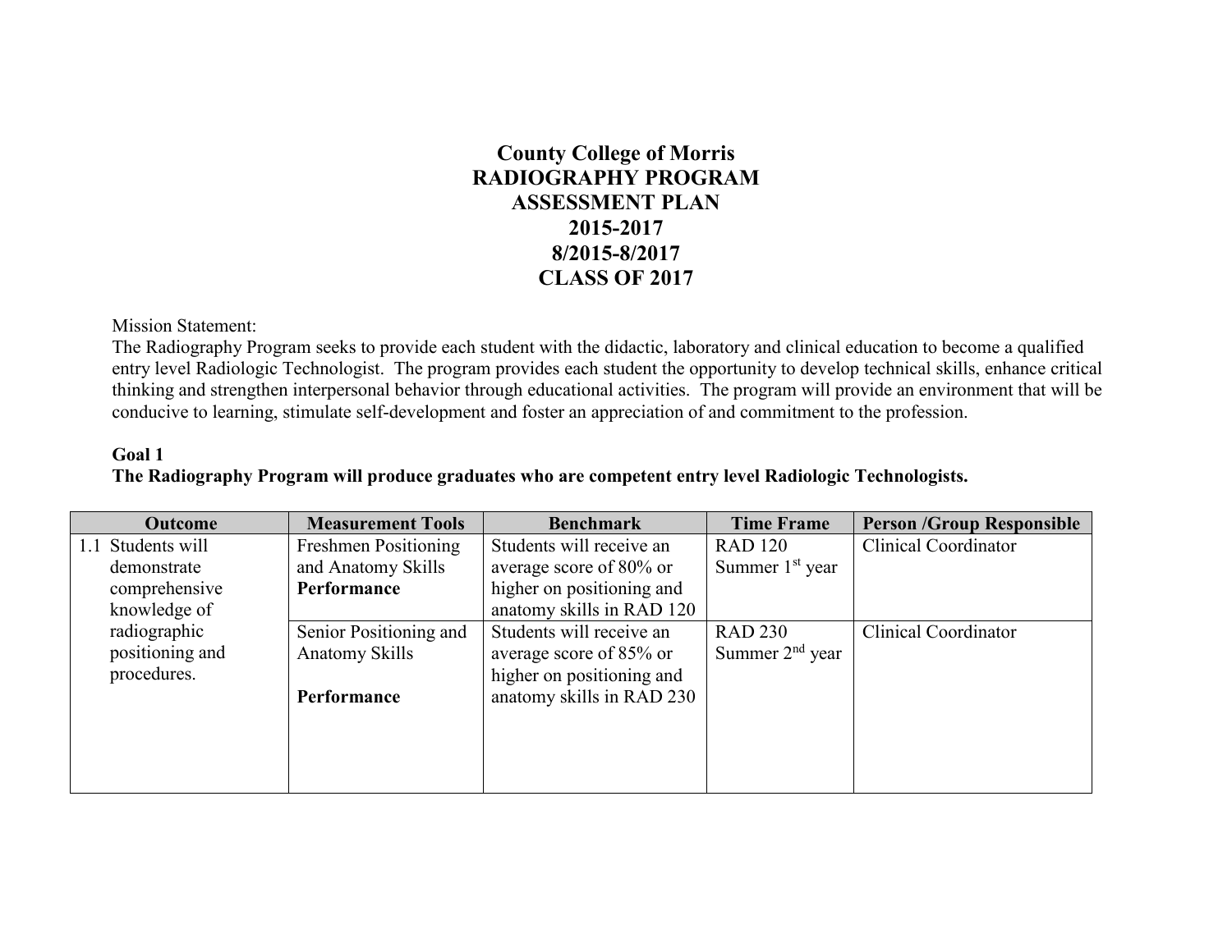# County College of Morris
# RADIOGRAPHY PROGRAM
# ASSESSMENT PLAN
# 2015-2017
# 8/2015-8/2017
# CLASS OF 2017

Mission Statement:
The Radiography Program seeks to provide each student with the didactic, laboratory and clinical education to become a qualified entry level Radiologic Technologist. The program provides each student the opportunity to develop technical skills, enhance critical thinking and strengthen interpersonal behavior through educational activities. The program will provide an environment that will be conducive to learning, stimulate self-development and foster an appreciation of and commitment to the profession.

**Goal 1**
**The Radiography Program will produce graduates who are competent entry level Radiologic Technologists.**

| Outcome | Measurement Tools | Benchmark | Time Frame | Person /Group Responsible |
|---|---|---|---|---|
| 1.1 Students will demonstrate comprehensive knowledge of radiographic positioning and procedures. | Freshmen Positioning and Anatomy Skills **Performance** | Students will receive an average score of 80% or higher on positioning and anatomy skills in RAD 120 | RAD 120 Summer 1st year | Clinical Coordinator |
| | Senior Positioning and Anatomy Skills **Performance** | Students will receive an average score of 85% or higher on positioning and anatomy skills in RAD 230 | RAD 230 Summer 2nd year | Clinical Coordinator |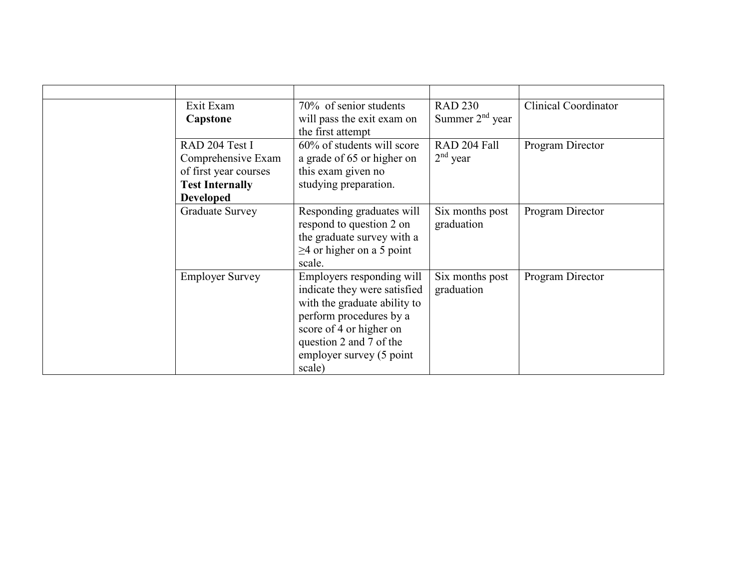| | | | | |
|---|---|---|---|---|
| | Exit Exam **Capstone** | 70% of senior students will pass the exit exam on the first attempt | RAD 230 Summer 2nd year | Clinical Coordinator |
| | RAD 204 Test I Comprehensive Exam of first year courses **Test Internally Developed** | 60% of students will score a grade of 65 or higher on this exam given no studying preparation. | RAD 204 Fall 2nd year | Program Director |
| | Graduate Survey | Responding graduates will respond to question 2 on the graduate survey with a $\geq$4 or higher on a 5 point scale. | Six months post graduation | Program Director |
| | Employer Survey | Employers responding will indicate they were satisfied with the graduate ability to perform procedures by a score of 4 or higher on question 2 and 7 of the employer survey (5 point scale) | Six months post graduation | Program Director |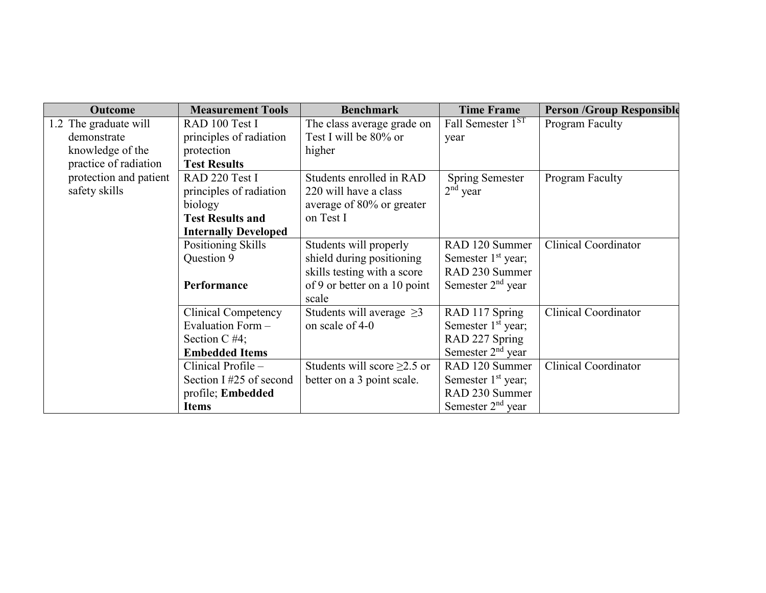| Outcome | Measurement Tools | Benchmark | Time Frame | Person /Group Responsible |
|---|---|---|---|---|
| 1.2 The graduate will demonstrate knowledge of the practice of radiation protection and patient safety skills | RAD 100 Test I principles of radiation protection **Test Results** | The class average grade on Test I will be 80% or higher | Fall Semester 1[ST] year | Program Faculty |
| | RAD 220 Test I principles of radiation biology **Test Results and Internally Developed** | Students enrolled in RAD 220 will have a class average of 80% or greater on Test I | Spring Semester 2[nd] year | Program Faculty |
| | Positioning Skills Question 9 **Performance** | Students will properly shield during positioning skills testing with a score of 9 or better on a 10 point scale | RAD 120 Summer Semester 1[st] year; RAD 230 Summer Semester 2[nd] year | Clinical Coordinator |
| | Clinical Competency Evaluation Form – Section C #4; **Embedded Items** | Students will average ≥3 on scale of 4-0 | RAD 117 Spring Semester 1[st] year; RAD 227 Spring Semester 2[nd] year | Clinical Coordinator |
| | Clinical Profile – Section I #25 of second profile; **Embedded Items** | Students will score ≥2.5 or better on a 3 point scale. | RAD 120 Summer Semester 1[st] year; RAD 230 Summer Semester 2[nd] year | Clinical Coordinator |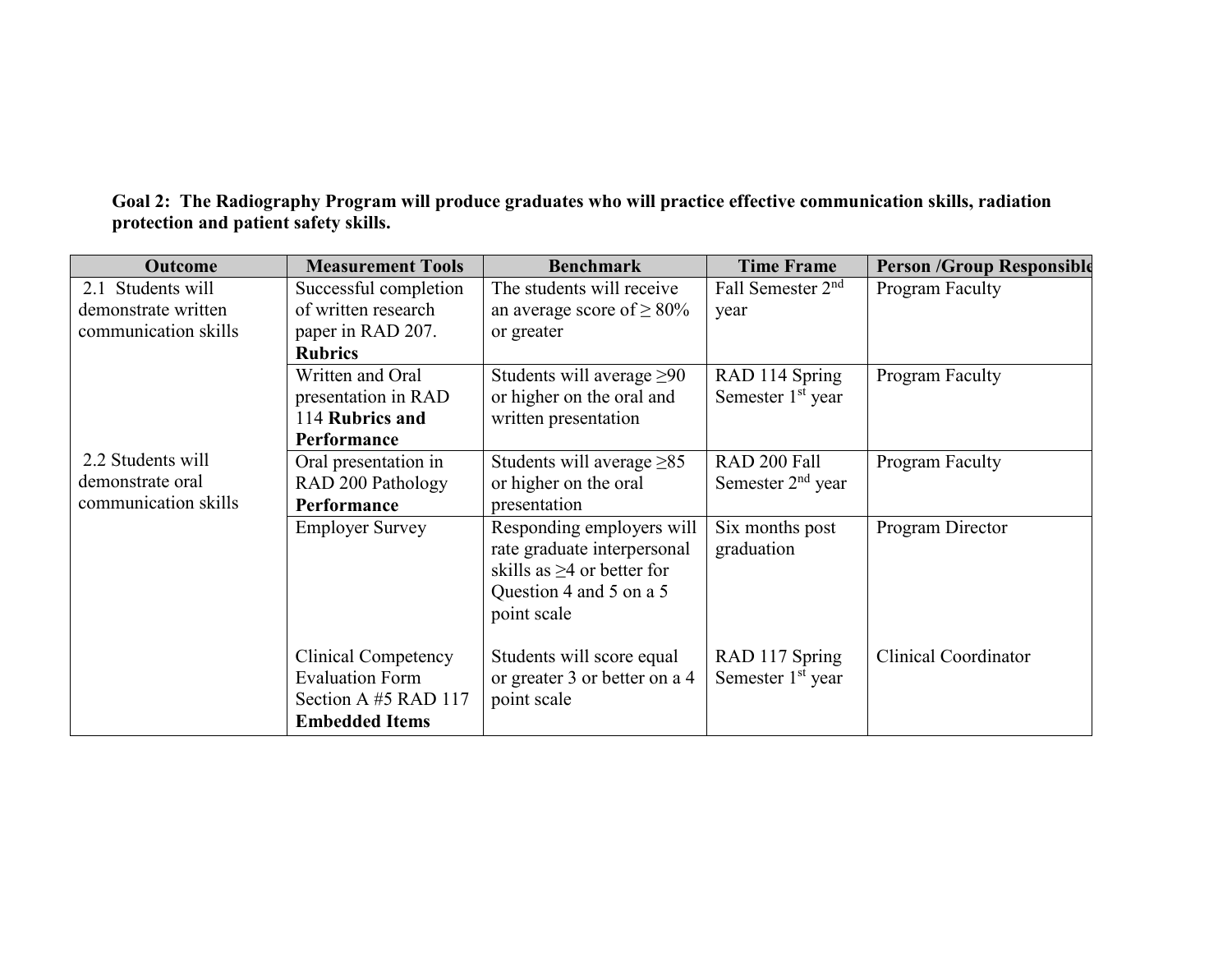**Goal 2: The Radiography Program will produce graduates who will practice effective communication skills, radiation protection and patient safety skills.**

| Outcome | Measurement Tools | Benchmark | Time Frame | Person /Group Responsible |
|---|---|---|---|---|
| 2.1 Students will demonstrate written communication skills | Successful completion of written research paper in RAD 207. **Rubrics** | The students will receive an average score of ≥ 80% or greater | Fall Semester 2nd year | Program Faculty |
| | Written and Oral presentation in RAD 114 **Rubrics and Performance** | Students will average ≥90 or higher on the oral and written presentation | RAD 114 Spring Semester 1st year | Program Faculty |
| 2.2 Students will demonstrate oral communication skills | Oral presentation in RAD 200 Pathology **Performance** | Students will average ≥85 or higher on the oral presentation | RAD 200 Fall Semester 2nd year | Program Faculty |
| | Employer Survey | Responding employers will rate graduate interpersonal skills as ≥4 or better for Question 4 and 5 on a 5 point scale | Six months post graduation | Program Director |
| | Clinical Competency Evaluation Form Section A #5 RAD 117 **Embedded Items** | Students will score equal or greater 3 or better on a 4 point scale | RAD 117 Spring Semester 1st year | Clinical Coordinator |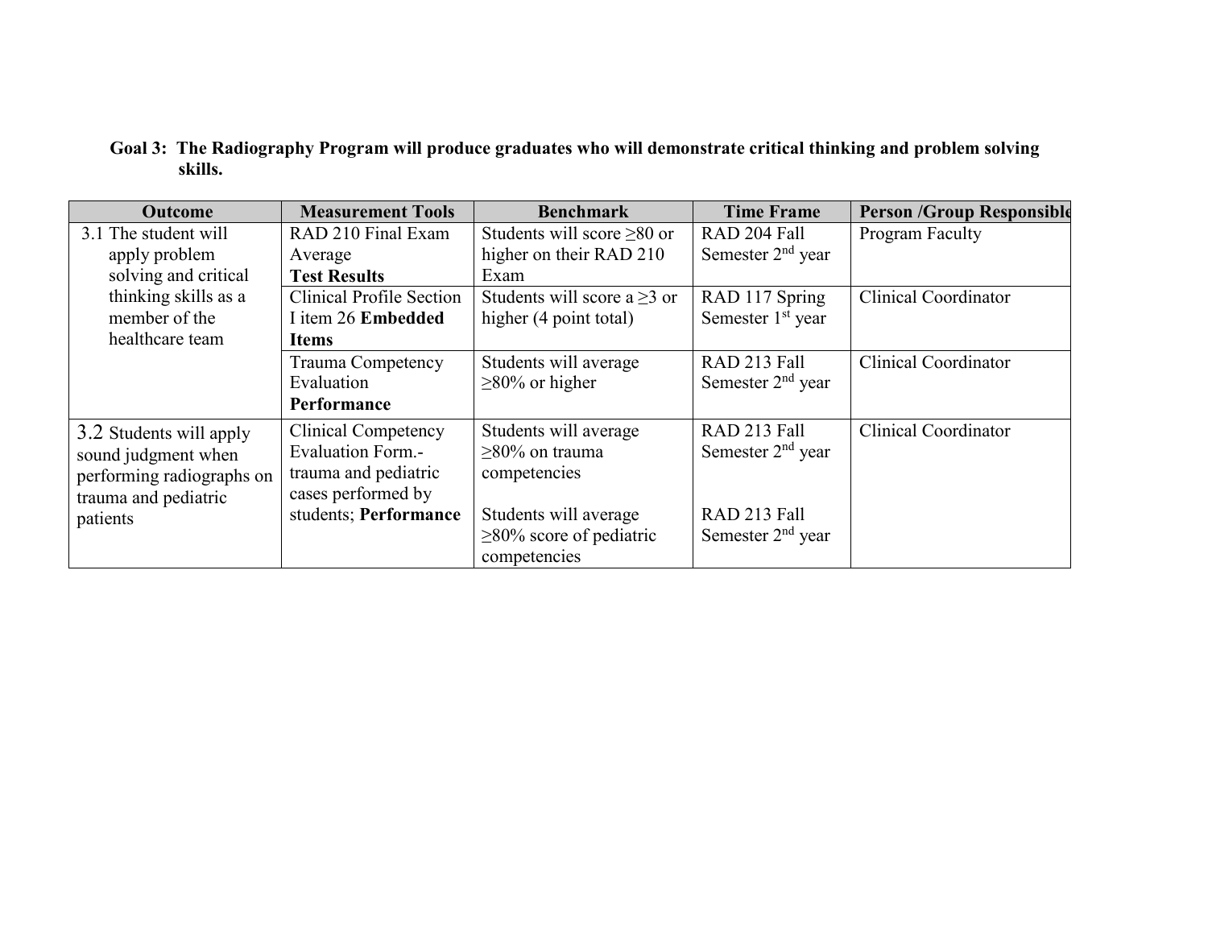**Goal 3: The Radiography Program will produce graduates who will demonstrate critical thinking and problem solving skills.**

| Outcome | Measurement Tools | Benchmark | Time Frame | Person /Group Responsible |
|---|---|---|---|---|
| 3.1 The student will apply problem solving and critical thinking skills as a member of the healthcare team | RAD 210 Final Exam Average **Test Results** | Students will score ≥80 or higher on their RAD 210 Exam | RAD 204 Fall Semester 2nd year | Program Faculty |
| | Clinical Profile Section I item 26 **Embedded Items** | Students will score a ≥3 or higher (4 point total) | RAD 117 Spring Semester 1st year | Clinical Coordinator |
| | Trauma Competency Evaluation **Performance** | Students will average ≥80% or higher | RAD 213 Fall Semester 2nd year | Clinical Coordinator |
| 3.2 Students will apply sound judgment when performing radiographs on trauma and pediatric patients | Clinical Competency Evaluation Form.- trauma and pediatric cases performed by students; **Performance** | Students will average ≥80% on trauma competencies<br><br>Students will average ≥80% score of pediatric competencies | RAD 213 Fall Semester 2nd year<br><br>RAD 213 Fall Semester 2nd year | Clinical Coordinator |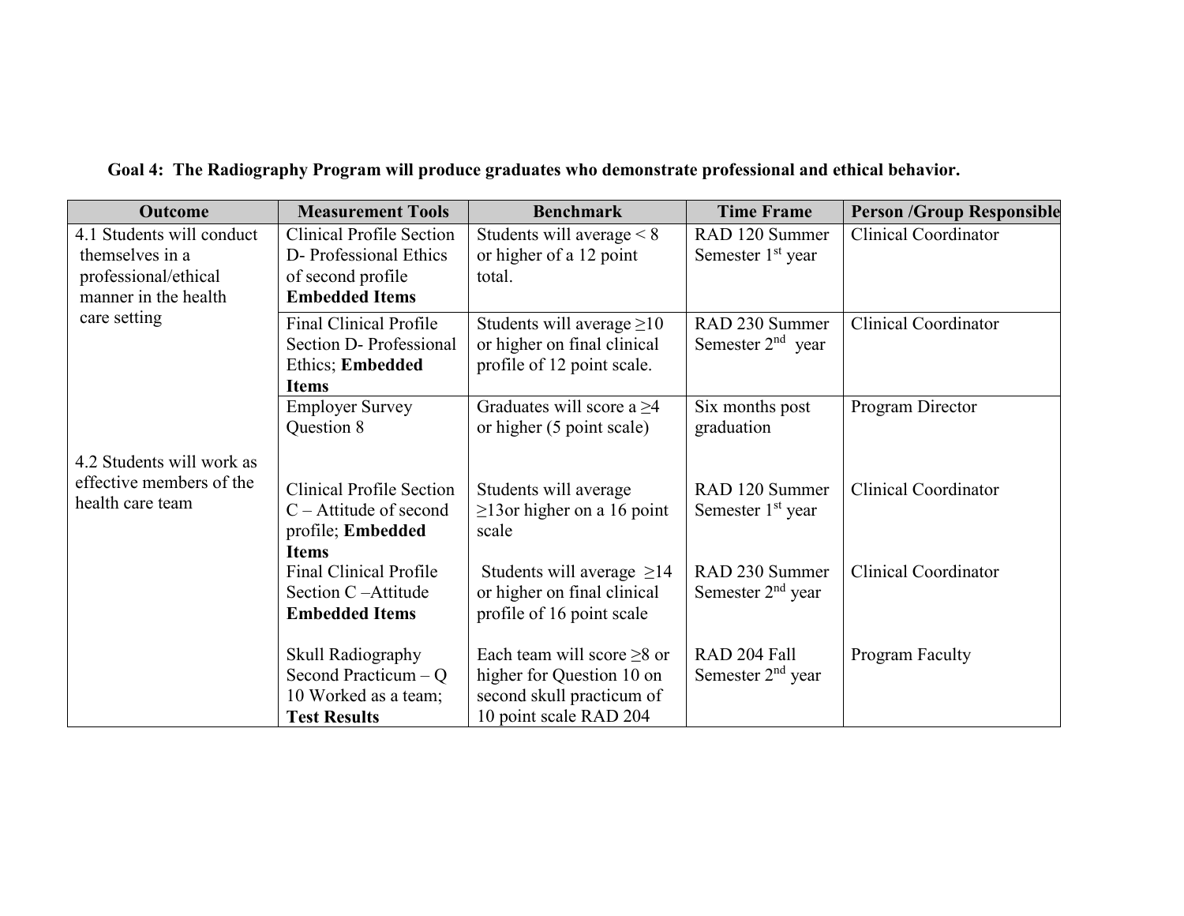**Goal 4: The Radiography Program will produce graduates who demonstrate professional and ethical behavior.**

| Outcome | Measurement Tools | Benchmark | Time Frame | Person /Group Responsible |
|---|---|---|---|---|
| 4.1 Students will conduct themselves in a professional/ethical manner in the health care setting | Clinical Profile Section D- Professional Ethics of second profile **Embedded Items** | Students will average < 8 or higher of a 12 point total. | RAD 120 Summer Semester 1st year | Clinical Coordinator |
| | Final Clinical Profile Section D- Professional Ethics; **Embedded Items** | Students will average ≥10 or higher on final clinical profile of 12 point scale. | RAD 230 Summer Semester 2nd year | Clinical Coordinator |
| | Employer Survey Question 8 | Graduates will score a ≥4 or higher (5 point scale) | Six months post graduation | Program Director |
| 4.2 Students will work as effective members of the health care team | Clinical Profile Section C – Attitude of second profile; **Embedded Items** | Students will average ≥13or higher on a 16 point scale | RAD 120 Summer Semester 1st year | Clinical Coordinator |
| | Final Clinical Profile Section C –Attitude **Embedded Items** | Students will average ≥14 or higher on final clinical profile of 16 point scale | RAD 230 Summer Semester 2nd year | Clinical Coordinator |
| | Skull Radiography Second Practicum – Q 10 Worked as a team; **Test Results** | Each team will score ≥8 or higher for Question 10 on second skull practicum of 10 point scale RAD 204 | RAD 204 Fall Semester 2nd year | Program Faculty |